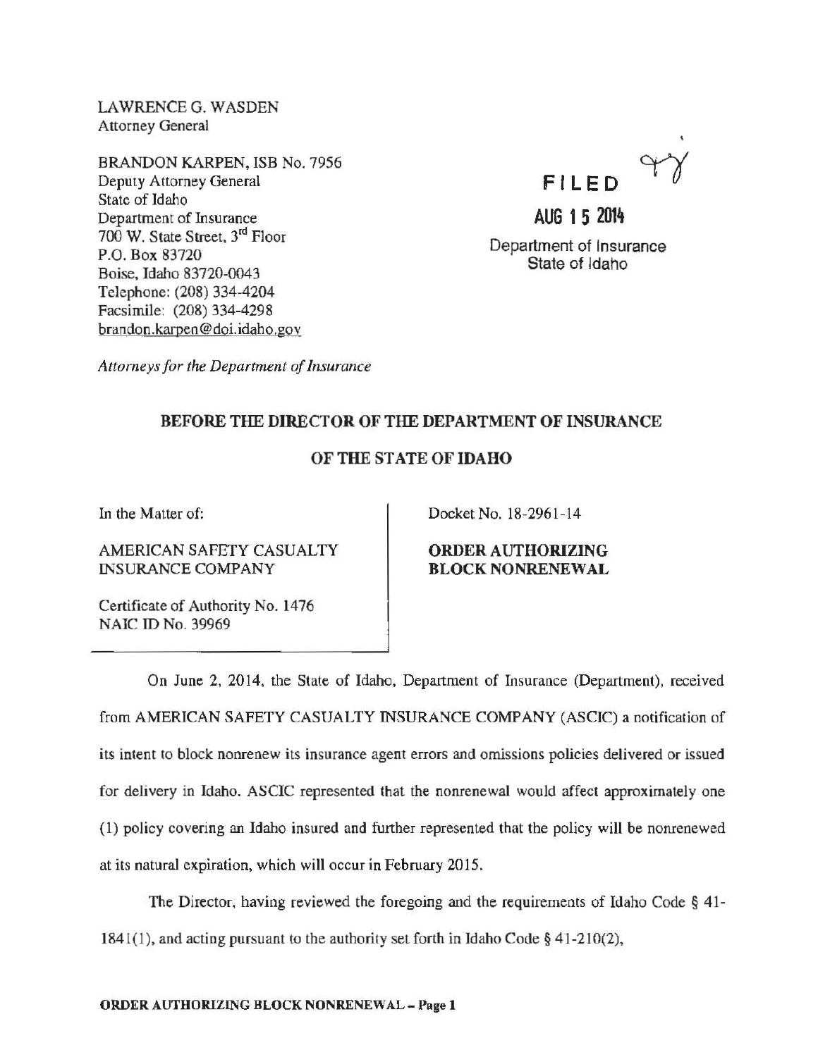LAWRENCE G. WASDEN
Attorney General

BRANDON KARPEN, ISB No. 7956
Deputy Attorney General
State of Idaho
Department of Insurance
700 W. State Street, 3rd Floor
P.O. Box 83720
Boise, Idaho 83720-0043
Telephone: (208) 334-4204
Facsimile: (208) 334-4298
brandon.karpen@doi.idaho.gov

*Attorneys for the Department of Insurance*

**FILED**

**AUG 15 2014**

Department of Insurance
State of Idaho

**BEFORE THE DIRECTOR OF THE DEPARTMENT OF INSURANCE**

**OF THE STATE OF IDAHO**

| | |
|---|---|
| In the Matter of:<br><br>AMERICAN SAFETY CASUALTY INSURANCE COMPANY<br><br>Certificate of Authority No. 1476<br>NAIC ID No. 39969 | Docket No. 18-2961-14<br><br>**ORDER AUTHORIZING BLOCK NONRENEWAL** |

On June 2, 2014, the State of Idaho, Department of Insurance (Department), received from AMERICAN SAFETY CASUALTY INSURANCE COMPANY (ASCIC) a notification of its intent to block nonrenew its insurance agent errors and omissions policies delivered or issued for delivery in Idaho. ASCIC represented that the nonrenewal would affect approximately one (1) policy covering an Idaho insured and further represented that the policy will be nonrenewed at its natural expiration, which will occur in February 2015.

The Director, having reviewed the foregoing and the requirements of Idaho Code § 41-1841(1), and acting pursuant to the authority set forth in Idaho Code § 41-210(2),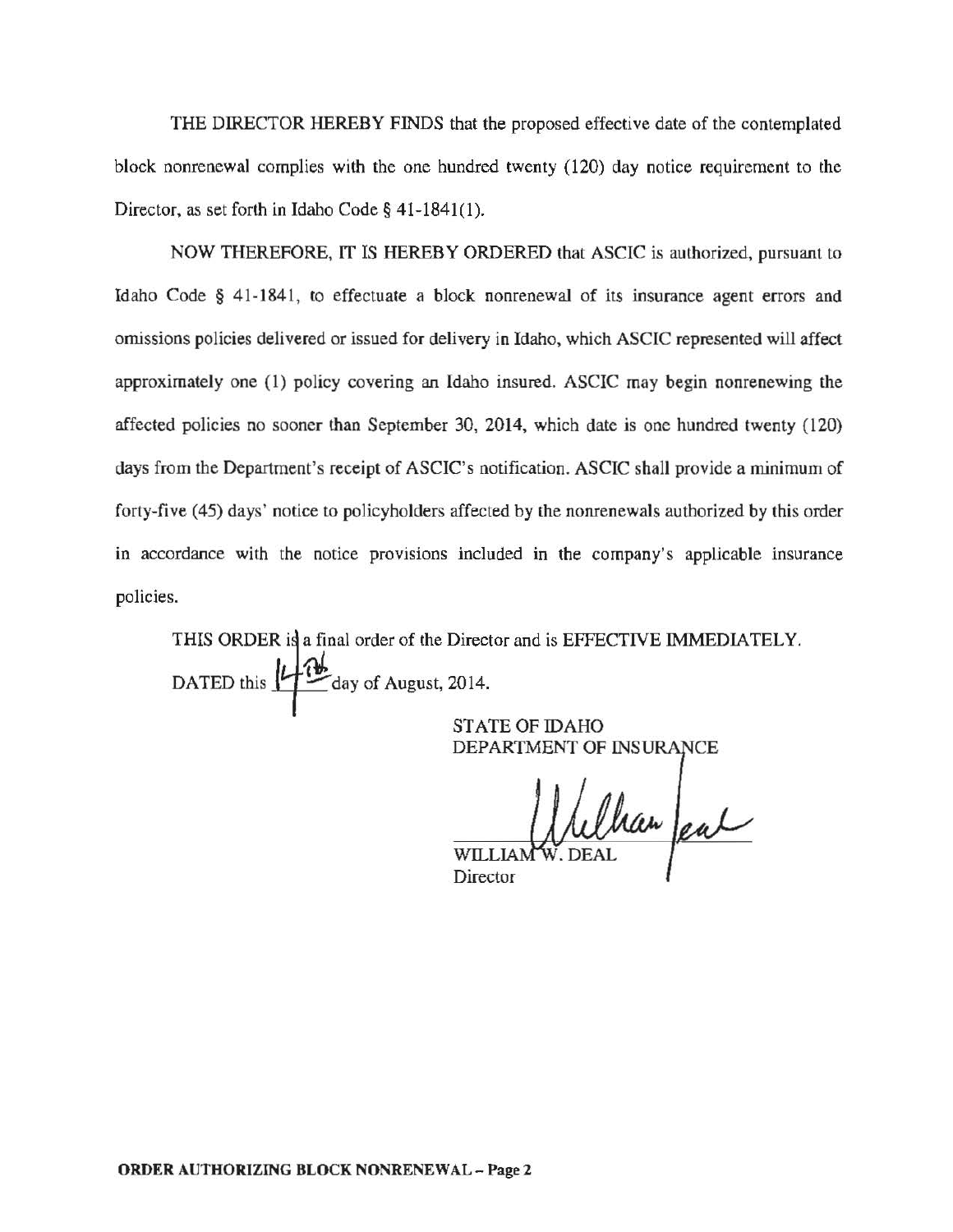THE DIRECTOR HEREBY FINDS that the proposed effective date of the contemplated block nonrenewal complies with the one hundred twenty (120) day notice requirement to the Director, as set forth in Idaho Code § 41-1841(1).

NOW THEREFORE, IT IS HEREBY ORDERED that ASCIC is authorized, pursuant to Idaho Code § 41-1841, to effectuate a block nonrenewal of its insurance agent errors and omissions policies delivered or issued for delivery in Idaho, which ASCIC represented will affect approximately one (1) policy covering an Idaho insured. ASCIC may begin nonrenewing the affected policies no sooner than September 30, 2014, which date is one hundred twenty (120) days from the Department's receipt of ASCIC's notification. ASCIC shall provide a minimum of forty-five (45) days' notice to policyholders affected by the nonrenewals authorized by this order in accordance with the notice provisions included in the company's applicable insurance policies.

THIS ORDER is a final order of the Director and is EFFECTIVE IMMEDIATELY.

DATED this 14th day of August, 2014.

STATE OF IDAHO
DEPARTMENT OF INSURANCE

WILLIAM W. DEAL
Director

**ORDER AUTHORIZING BLOCK NONRENEWAL – Page 2**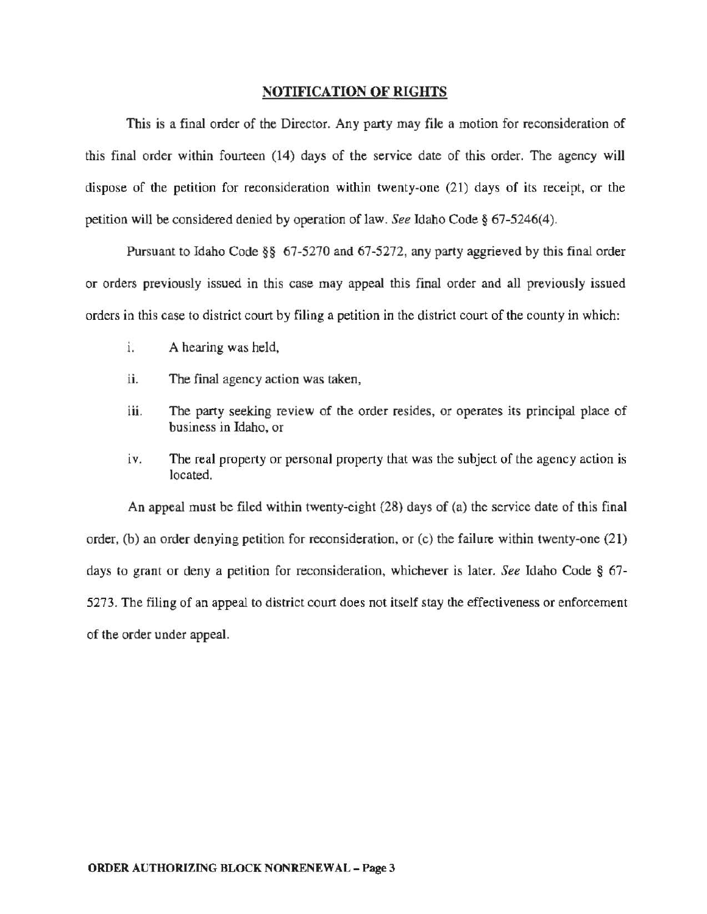## NOTIFICATION OF RIGHTS

This is a final order of the Director. Any party may file a motion for reconsideration of this final order within fourteen (14) days of the service date of this order. The agency will dispose of the petition for reconsideration within twenty-one (21) days of its receipt, or the petition will be considered denied by operation of law. *See* Idaho Code § 67-5246(4).

Pursuant to Idaho Code §§ 67-5270 and 67-5272, any party aggrieved by this final order or orders previously issued in this case may appeal this final order and all previously issued orders in this case to district court by filing a petition in the district court of the county in which:

i. A hearing was held,

ii. The final agency action was taken,

iii. The party seeking review of the order resides, or operates its principal place of business in Idaho, or

iv. The real property or personal property that was the subject of the agency action is located.

An appeal must be filed within twenty-eight (28) days of (a) the service date of this final order, (b) an order denying petition for reconsideration, or (c) the failure within twenty-one (21) days to grant or deny a petition for reconsideration, whichever is later. *See* Idaho Code § 67-5273. The filing of an appeal to district court does not itself stay the effectiveness or enforcement of the order under appeal.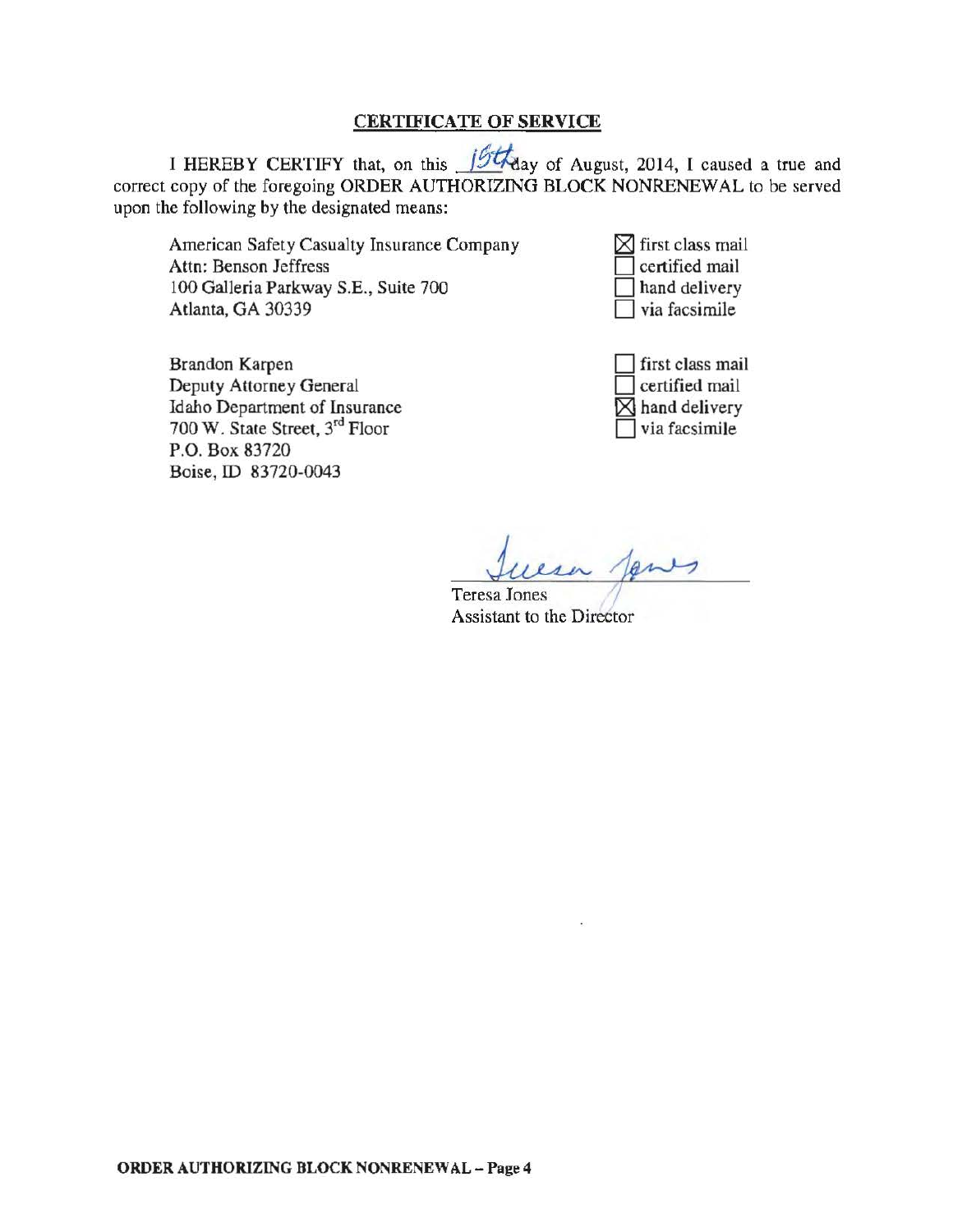## CERTIFICATE OF SERVICE

I HEREBY CERTIFY that, on this 15th day of August, 2014, I caused a true and correct copy of the foregoing ORDER AUTHORIZING BLOCK NONRENEWAL to be served upon the following by the designated means:

| | |
|---|---|
| American Safety Casualty Insurance Company<br>Attn: Benson Jeffress<br>100 Galleria Parkway S.E., Suite 700<br>Atlanta, GA 30339 | ☒ first class mail<br>☐ certified mail<br>☐ hand delivery<br>☐ via facsimile |
| Brandon Karpen<br>Deputy Attorney General<br>Idaho Department of Insurance<br>700 W. State Street, 3rd Floor<br>P.O. Box 83720<br>Boise, ID 83720-0043 | ☐ first class mail<br>☐ certified mail<br>☒ hand delivery<br>☐ via facsimile |

Teresa Jones
Assistant to the Director

**ORDER AUTHORIZING BLOCK NONRENEWAL – Page 4**